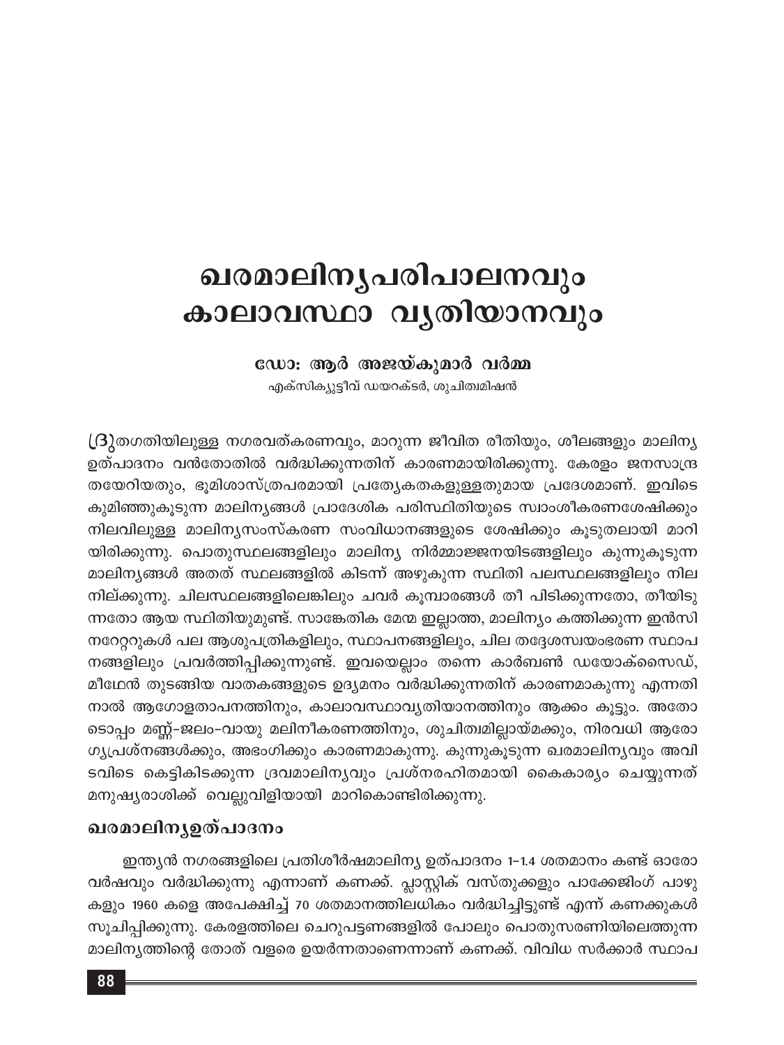# ഖരമാലിന്യപരിപാലനവും കാലാവസ്ഥാ വ്യതിയാനവും

**ഡോ: ആർ അജയ്കുമാർ വർമ്മ**
എക്സിക്യൂട്ടീവ് ഡയറക്ടർ, ശുചിത്വമിഷൻ

ദ്രുതഗതിയിലുള്ള നഗരവത്കരണവും, മാറുന്ന ജീവിത രീതിയും, ശീലങ്ങളും മാലിന്യ ഉത്പാദനം വൻതോതിൽ വർദ്ധിക്കുന്നതിന് കാരണമായിരിക്കുന്നു. കേരളം ജനസാന്ദ്രതയേറിയതും, ഭൂമിശാസ്ത്രപരമായി പ്രത്യേകതകളുള്ളതുമായ പ്രദേശമാണ്. ഇവിടെ കുമിഞ്ഞുകൂടുന്ന മാലിന്യങ്ങൾ പ്രാദേശിക പരിസ്ഥിതിയുടെ സ്വാംശീകരണശേഷിക്കും നിലവിലുള്ള മാലിന്യസംസ്കരണ സംവിധാനങ്ങളുടെ ശേഷിക്കും കൂടുതലായി മാറിയിരിക്കുന്നു. പൊതുസ്ഥലങ്ങളിലും മാലിന്യ നിർമ്മാജ്ജനയിടങ്ങളിലും കുന്നുകൂടുന്ന മാലിന്യങ്ങൾ അതത് സ്ഥലങ്ങളിൽ കിടന്ന് അഴുകുന്ന സ്ഥിതി പലസ്ഥലങ്ങളിലും നിലനില്ക്കുന്നു. ചിലസ്ഥലങ്ങളിലെങ്കിലും ചവർ കൂമ്പാരങ്ങൾ തീ പിടിക്കുന്നതോ, തീയിടുന്നതോ ആയ സ്ഥിതിയുമുണ്ട്. സാങ്കേതിക മേന്മ ഇല്ലാത്ത, മാലിന്യം കത്തിക്കുന്ന ഇൻസിനറേറ്ററുകൾ പല ആശുപത്രികളിലും, സ്ഥാപനങ്ങളിലും, ചില തദ്ദേശസ്വയംഭരണ സ്ഥാപനങ്ങളിലും പ്രവർത്തിപ്പിക്കുന്നുണ്ട്. ഇവയെല്ലാം തന്നെ കാർബൺ ഡയോക്സൈഡ്, മീഥേൻ തുടങ്ങിയ വാതകങ്ങളുടെ ഉദ്യമനം വർദ്ധിക്കുന്നതിന് കാരണമാകുന്നു എന്നതിനാൽ ആഗോളതാപനത്തിനും, കാലാവസ്ഥാവ്യതിയാനത്തിനും ആക്കം കൂട്ടും. അതോടൊപ്പം മണ്ണ്-ജലം-വായു മലിനീകരണത്തിനും, ശുചിത്വമില്ലായ്മക്കും, നിരവധി ആരോഗ്യപ്രശ്നങ്ങൾക്കും, അഭംഗിക്കും കാരണമാകുന്നു. കുന്നുകൂടുന്ന ഖരമാലിന്യവും അവിടവിടെ കെട്ടികിടക്കുന്ന ദ്രവമാലിന്യവും പ്രശ്നരഹിതമായി കൈകാര്യം ചെയ്യുന്നത് മനുഷ്യരാശിക്ക് വെല്ലുവിളിയായി മാറികൊണ്ടിരിക്കുന്നു.

## ഖരമാലിന്യഉത്പാദനം

ഇന്ത്യൻ നഗരങ്ങളിലെ പ്രതിശീർഷമാലിന്യ ഉത്പാദനം 1-1.4 ശതമാനം കണ്ട് ഓരോ വർഷവും വർദ്ധിക്കുന്നു എന്നാണ് കണക്ക്. പ്ലാസ്റ്റിക് വസ്തുക്കളും പാക്കേജിംഗ് പാഴുകളും 1960 കളെ അപേക്ഷിച്ച് 70 ശതമാനത്തിലധികം വർദ്ധിച്ചിട്ടുണ്ട് എന്ന് കണക്കുകൾ സൂചിപ്പിക്കുന്നു. കേരളത്തിലെ ചെറുപട്ടണങ്ങളിൽ പോലും പൊതുസരണിയിലെത്തുന്ന മാലിന്യത്തിന്റെ തോത് വളരെ ഉയർന്നതാണെന്നാണ് കണക്ക്. വിവിധ സർക്കാർ സ്ഥാപ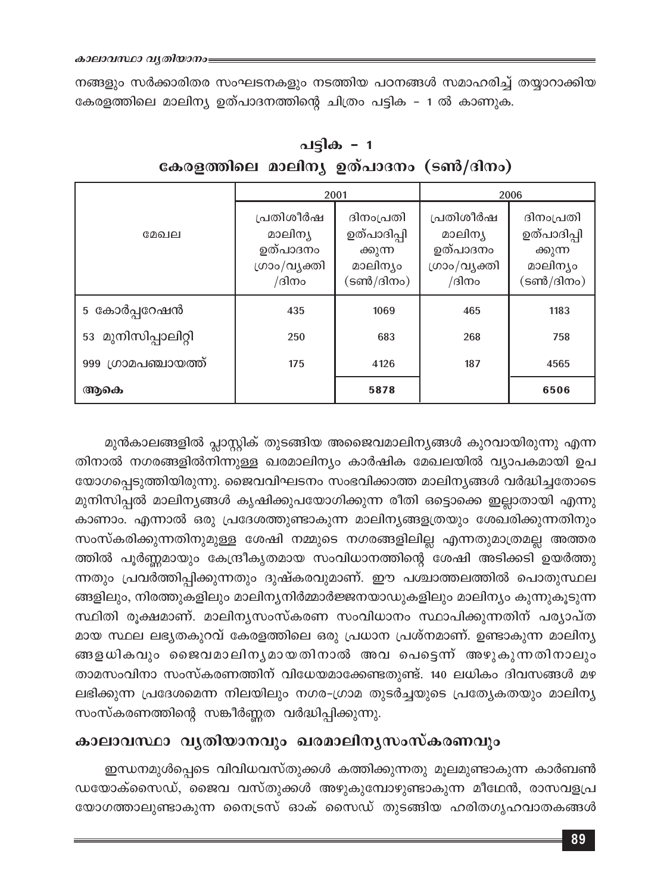നങ്ങളും സർക്കാരിതര സംഘടനകളും നടത്തിയ പഠനങ്ങൾ സമാഹരിച്ച് തയ്യാറാക്കിയ കേരളത്തിലെ മാലിന്യ ഉത്പാദനത്തിന്റെ ചിത്രം പട്ടിക - 1 ൽ കാണുക.

**പട്ടിക - 1**

**കേരളത്തിലെ മാലിന്യ ഉത്പാദനം (ടൺ/ദിനം)**

| മേഖല | 2001 | | 2006 | |
|---|---|---|---|---|
| | പ്രതിശീർഷ മാലിന്യ ഉത്പാദനം ഗ്രാം/വ്യക്തി /ദിനം | ദിനംപ്രതി ഉത്പാദിപ്പിക്കുന്ന മാലിന്യം (ടൺ/ദിനം) | പ്രതിശീർഷ മാലിന്യ ഉത്പാദനം ഗ്രാം/വ്യക്തി /ദിനം | ദിനംപ്രതി ഉത്പാദിപ്പിക്കുന്ന മാലിന്യം (ടൺ/ദിനം) |
| 5 കോർപ്പറേഷൻ | 435 | 1069 | 465 | 1183 |
| 53 മുനിസിപ്പാലിറ്റി | 250 | 683 | 268 | 758 |
| 999 ഗ്രാമപഞ്ചായത്ത് | 175 | 4126 | 187 | 4565 |
| **ആകെ** | | **5878** | | **6506** |

മുൻകാലങ്ങളിൽ പ്ലാസ്റ്റിക് തുടങ്ങിയ അജൈവമാലിന്യങ്ങൾ കുറവായിരുന്നു എന്നതിനാൽ നഗരങ്ങളിൽനിന്നുള്ള ഖരമാലിന്യം കാർഷിക മേഖലയിൽ വ്യാപകമായി ഉപയോഗപ്പെടുത്തിയിരുന്നു. ജൈവവിഘടനം സംഭവിക്കാത്ത മാലിന്യങ്ങൾ വർദ്ധിച്ചതോടെ മുനിസിപ്പൽ മാലിന്യങ്ങൾ കൃഷിക്കുപയോഗിക്കുന്ന രീതി ഒട്ടൊക്കെ ഇല്ലാതായി എന്നു കാണാം. എന്നാൽ ഒരു പ്രദേശത്തുണ്ടാകുന്ന മാലിന്യങ്ങളത്രയും ശേഖരിക്കുന്നതിനും സംസ്കരിക്കുന്നതിനുമുള്ള ശേഷി നമ്മുടെ നഗരങ്ങളിലില്ല എന്നതുമാത്രമല്ല അത്തരത്തിൽ പൂർണ്ണമായും കേന്ദ്രീകൃതമായ സംവിധാനത്തിന്റെ ശേഷി അടിക്കടി ഉയർത്തുന്നതും പ്രവർത്തിപ്പിക്കുന്നതും ദുഷ്കരവുമാണ്. ഈ പശ്ചാത്തലത്തിൽ പൊതുസ്ഥലങ്ങളിലും, നിരത്തുകളിലും മാലിന്യനിർമ്മാർജ്ജനയാഡുകളിലും മാലിന്യം കുന്നുകൂടുന്ന സ്ഥിതി രൂക്ഷമാണ്. മാലിന്യസംസ്കരണ സംവിധാനം സ്ഥാപിക്കുന്നതിന് പര്യാപ്തമായ സ്ഥല ലഭ്യതകുറവ് കേരളത്തിലെ ഒരു പ്രധാന പ്രശ്നമാണ്. ഉണ്ടാകുന്ന മാലിന്യങ്ങളധികവും ജൈവമാലിന്യമായതിനാൽ അവ പെട്ടെന്ന് അഴുകുന്നതിനാലും താമസംവിനാ സംസ്കരണത്തിന് വിധേയമാക്കേണ്ടതുണ്ട്. 140 ലധികം ദിവസങ്ങൾ മഴ ലഭിക്കുന്ന പ്രദേശമെന്ന നിലയിലും നഗര-ഗ്രാമ തുടർച്ചയുടെ പ്രത്യേകതയും മാലിന്യ സംസ്കരണത്തിന്റെ സങ്കീർണ്ണത വർദ്ധിപ്പിക്കുന്നു.

## കാലാവസ്ഥാ വ്യതിയാനവും ഖരമാലിന്യസംസ്കരണവും

ഇന്ധനമുൾപ്പെടെ വിവിധവസ്തുക്കൾ കത്തിക്കുന്നതു മൂലമുണ്ടാകുന്ന കാർബൺ ഡയോക്സൈഡ്, ജൈവ വസ്തുക്കൾ അഴുകുമ്പോഴുണ്ടാകുന്ന മീഥേൻ, രാസവളപ്രയോഗത്താലുണ്ടാകുന്ന നൈട്രസ് ഓക് സൈഡ് തുടങ്ങിയ ഹരിതഗൃഹവാതകങ്ങൾ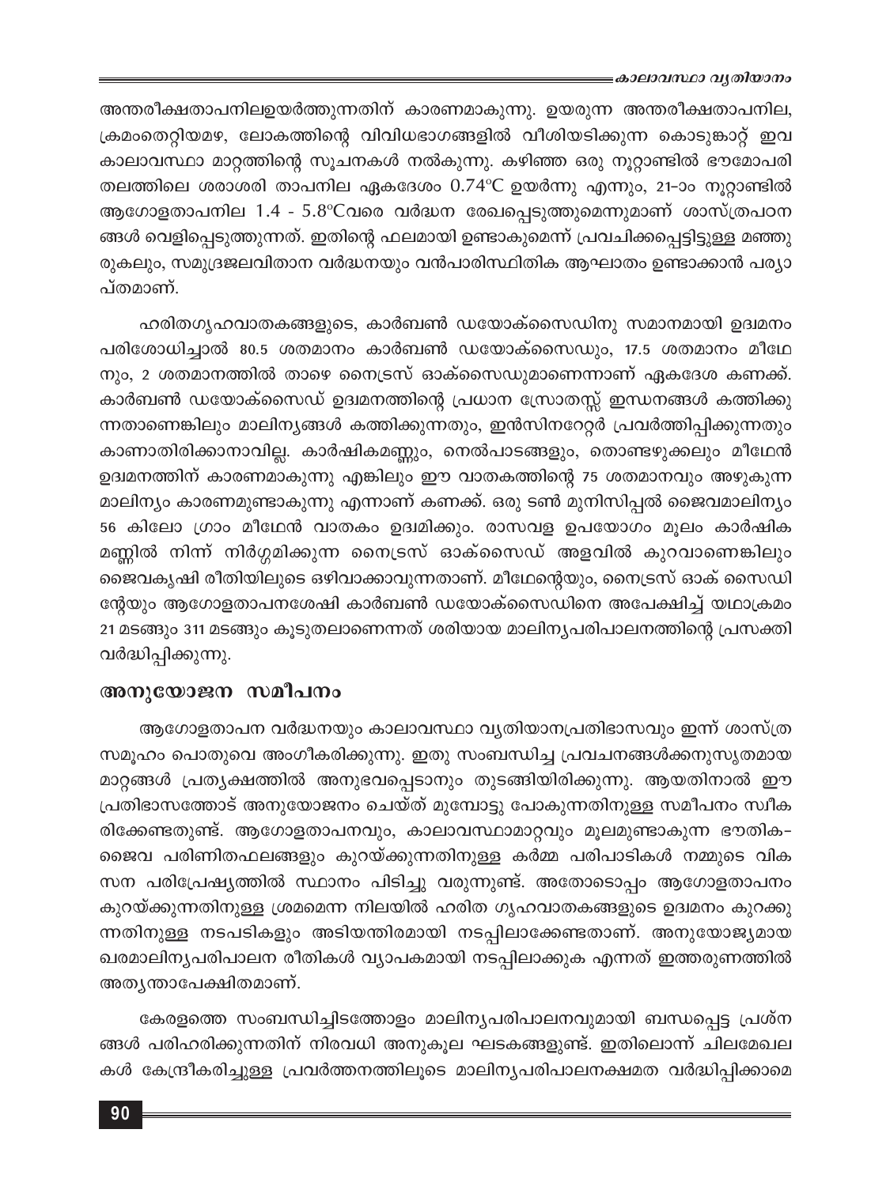അന്തരീക്ഷതാപനിലഉയർത്തുന്നതിന് കാരണമാകുന്നു. ഉയരുന്ന അന്തരീക്ഷതാപനില, ക്രമംതെറ്റിയമഴ, ലോകത്തിന്റെ വിവിധഭാഗങ്ങളിൽ വീശിയടിക്കുന്ന കൊടുങ്കാറ്റ് ഇവ കാലാവസ്ഥാ മാറ്റത്തിന്റെ സൂചനകൾ നൽകുന്നു. കഴിഞ്ഞ ഒരു നൂറ്റാണ്ടിൽ ഭൗമോപരി തലത്തിലെ ശരാശരി താപനില ഏകദേശം 0.74°C ഉയർന്നു എന്നും, 21-ാം നൂറ്റാണ്ടിൽ ആഗോളതാപനില 1.4 - 5.8°Cവരെ വർദ്ധന രേഖപ്പെടുത്തുമെന്നുമാണ് ശാസ്ത്രപഠനങ്ങൾ വെളിപ്പെടുത്തുന്നത്. ഇതിന്റെ ഫലമായി ഉണ്ടാകുമെന്ന് പ്രവചിക്കപ്പെട്ടിട്ടുള്ള മഞ്ഞുരുകലും, സമുദ്രജലവിതാന വർദ്ധനയും വൻപാരിസ്ഥിതിക ആഘാതം ഉണ്ടാക്കാൻ പര്യാപ്തമാണ്.

ഹരിതഗൃഹവാതകങ്ങളുടെ, കാർബൺ ഡയോക്സൈഡിനു സമാനമായി ഉദ്വമനം പരിശോധിച്ചാൽ 80.5 ശതമാനം കാർബൺ ഡയോക്സൈഡും, 17.5 ശതമാനം മീഥേനും, 2 ശതമാനത്തിൽ താഴെ നൈട്രസ് ഓക്സൈഡുമാണെന്നാണ് ഏകദേശ കണക്ക്. കാർബൺ ഡയോക്സൈഡ് ഉദ്വമനത്തിന്റെ പ്രധാന സ്രോതസ്സ് ഇന്ധനങ്ങൾ കത്തിക്കുന്നതാണെങ്കിലും മാലിന്യങ്ങൾ കത്തിക്കുന്നതും, ഇൻസിനറേറ്റർ പ്രവർത്തിപ്പിക്കുന്നതും കാണാതിരിക്കാനാവില്ല. കാർഷികമണ്ണും, നെൽപാടങ്ങളും, തൊണ്ടഴുക്കലും മീഥേൻ ഉദ്വമനത്തിന് കാരണമാകുന്നു എങ്കിലും ഈ വാതകത്തിന്റെ 75 ശതമാനവും അഴുകുന്ന മാലിന്യം കാരണമുണ്ടാകുന്നു എന്നാണ് കണക്ക്. ഒരു ടൺ മുനിസിപ്പൽ ജൈവമാലിന്യം 56 കിലോ ഗ്രാം മീഥേൻ വാതകം ഉദ്വമിക്കും. രാസവള ഉപയോഗം മൂലം കാർഷിക മണ്ണിൽ നിന്ന് നിർഗ്ഗമിക്കുന്ന നൈട്രസ് ഓക്സൈഡ് അളവിൽ കുറവാണെങ്കിലും ജൈവകൃഷി രീതിയിലൂടെ ഒഴിവാക്കാവുന്നതാണ്. മീഥേന്റെയും, നൈട്രസ് ഓക് സൈഡിന്റേയും ആഗോളതാപനശേഷി കാർബൺ ഡയോക്സൈഡിനെ അപേക്ഷിച്ച് യഥാക്രമം 21 മടങ്ങും 311 മടങ്ങും കൂടുതലാണെന്നത് ശരിയായ മാലിന്യപരിപാലനത്തിന്റെ പ്രസക്തി വർദ്ധിപ്പിക്കുന്നു.

## അനുയോജന സമീപനം

ആഗോളതാപന വർദ്ധനയും കാലാവസ്ഥാ വ്യതിയാനപ്രതിഭാസവും ഇന്ന് ശാസ്ത്ര സമൂഹം പൊതുവെ അംഗീകരിക്കുന്നു. ഇതു സംബന്ധിച്ച പ്രവചനങ്ങൾക്കനുസൃതമായ മാറ്റങ്ങൾ പ്രത്യക്ഷത്തിൽ അനുഭവപ്പെടാനും തുടങ്ങിയിരിക്കുന്നു. ആയതിനാൽ ഈ പ്രതിഭാസത്തോട് അനുയോജനം ചെയ്ത് മുമ്പോട്ടു പോകുന്നതിനുള്ള സമീപനം സ്വീകരിക്കേണ്ടതുണ്ട്. ആഗോളതാപനവും, കാലാവസ്ഥാമാറ്റവും മൂലമുണ്ടാകുന്ന ഭൗതിക-ജൈവ പരിണിതഫലങ്ങളും കുറയ്ക്കുന്നതിനുള്ള കർമ്മ പരിപാടികൾ നമ്മുടെ വികസന പരിപ്രേക്ഷ്യത്തിൽ സ്ഥാനം പിടിച്ചു വരുന്നുണ്ട്. അതോടൊപ്പം ആഗോളതാപനം കുറയ്ക്കുന്നതിനുള്ള ശ്രമമെന്ന നിലയിൽ ഹരിത ഗൃഹവാതകങ്ങളുടെ ഉദ്വമനം കുറക്കുന്നതിനുള്ള നടപടികളും അടിയന്തിരമായി നടപ്പിലാക്കേണ്ടതാണ്. അനുയോജ്യമായ ഖരമാലിന്യപരിപാലന രീതികൾ വ്യാപകമായി നടപ്പിലാക്കുക എന്നത് ഇത്തരുണത്തിൽ അത്യന്താപേക്ഷിതമാണ്.

കേരളത്തെ സംബന്ധിച്ചിടത്തോളം മാലിന്യപരിപാലനവുമായി ബന്ധപ്പെട്ട പ്രശ്നങ്ങൾ പരിഹരിക്കുന്നതിന് നിരവധി അനുകൂല ഘടകങ്ങളുണ്ട്. ഇതിലൊന്ന് ചിലമേഖലകൾ കേന്ദ്രീകരിച്ചുള്ള പ്രവർത്തനത്തിലൂടെ മാലിന്യപരിപാലനക്ഷമത വർദ്ധിപ്പിക്കാമെ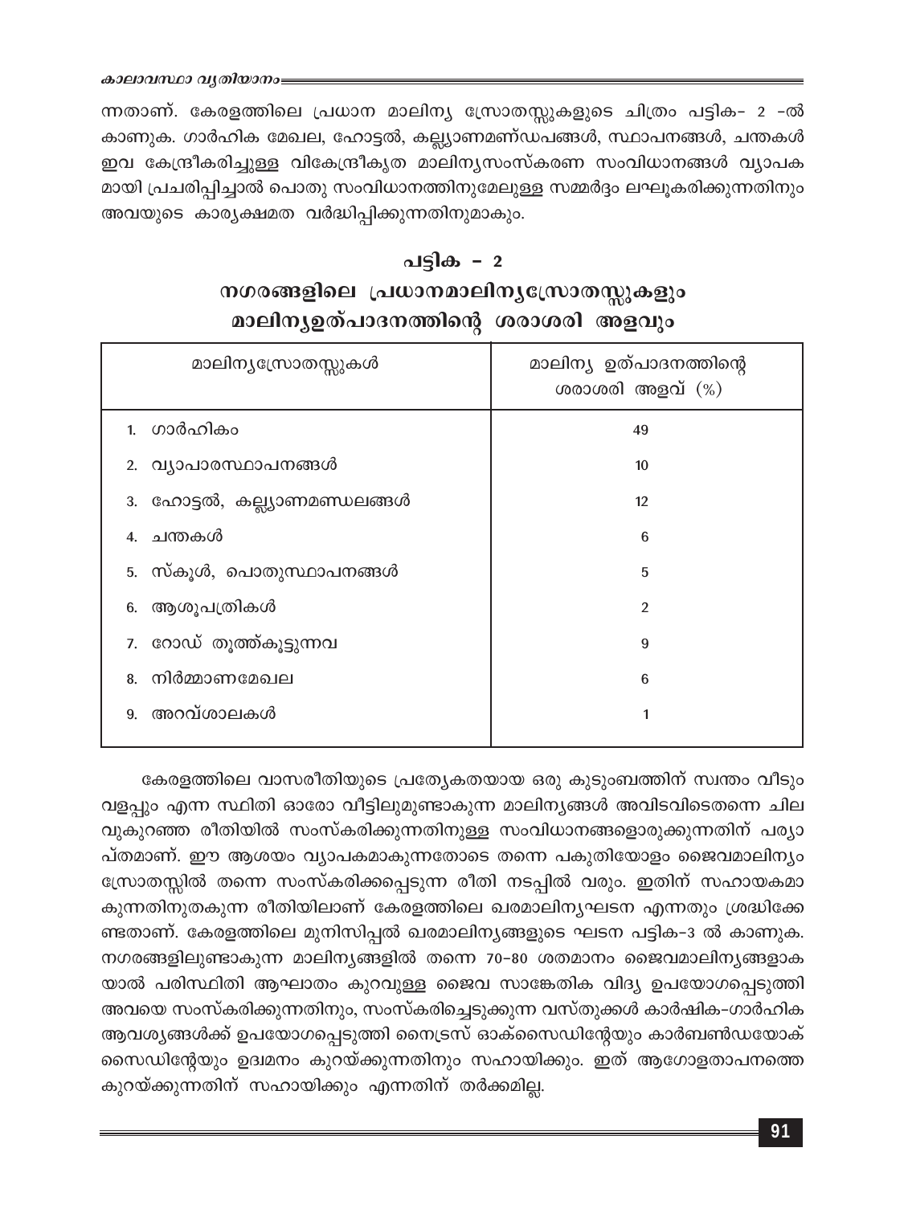ന്നതാണ്. കേരളത്തിലെ പ്രധാന മാലിന്യ സ്രോതസ്സുകളുടെ ചിത്രം പട്ടിക- 2 -ൽ കാണുക. ഗാർഹിക മേഖല, ഹോട്ടൽ, കല്ല്യാണമണ്ഡപങ്ങൾ, സ്ഥാപനങ്ങൾ, ചന്തകൾ ഇവ കേന്ദ്രീകരിച്ചുള്ള വികേന്ദ്രീകൃത മാലിന്യസംസ്കരണ സംവിധാനങ്ങൾ വ്യാപക മായി പ്രചരിപ്പിച്ചാൽ പൊതു സംവിധാനത്തിനുമേലുള്ള സമ്മർദ്ദം ലഘൂകരിക്കുന്നതിനും അവയുടെ കാര്യക്ഷമത വർദ്ധിപ്പിക്കുന്നതിനുമാകും.

## പട്ടിക - 2
## നഗരങ്ങളിലെ പ്രധാനമാലിന്യസ്രോതസ്സുകളും മാലിന്യഉത്പാദനത്തിന്റെ ശരാശരി അളവും

| മാലിന്യസ്രോതസ്സുകൾ | മാലിന്യ ഉത്പാദനത്തിന്റെ ശരാശരി അളവ് (%) |
|---|---|
| 1. ഗാർഹികം | 49 |
| 2. വ്യാപാരസ്ഥാപനങ്ങൾ | 10 |
| 3. ഹോട്ടൽ, കല്ല്യാണമണ്ഡലങ്ങൾ | 12 |
| 4. ചന്തകൾ | 6 |
| 5. സ്കൂൾ, പൊതുസ്ഥാപനങ്ങൾ | 5 |
| 6. ആശുപത്രികൾ | 2 |
| 7. റോഡ് തൂത്ത്കൂട്ടുന്നവ | 9 |
| 8. നിർമ്മാണമേഖല | 6 |
| 9. അറവ്ശാലകൾ | 1 |

കേരളത്തിലെ വാസരീതിയുടെ പ്രത്യേകതയായ ഒരു കുടുംബത്തിന് സ്വന്തം വീടും വളപ്പും എന്ന സ്ഥിതി ഓരോ വീട്ടിലുമുണ്ടാകുന്ന മാലിന്യങ്ങൾ അവിടവിടെതന്നെ ചില വുകുറഞ്ഞ രീതിയിൽ സംസ്കരിക്കുന്നതിനുള്ള സംവിധാനങ്ങളൊരുക്കുന്നതിന് പര്യാപ്തമാണ്. ഈ ആശയം വ്യാപകമാകുന്നതോടെ തന്നെ പകുതിയോളം ജൈവമാലിന്യം സ്രോതസ്സിൽ തന്നെ സംസ്കരിക്കപ്പെടുന്ന രീതി നടപ്പിൽ വരും. ഇതിന് സഹായകമാകുന്നതിനുതകുന്ന രീതിയിലാണ് കേരളത്തിലെ ഖരമാലിന്യഘടന എന്നതും ശ്രദ്ധിക്കേണ്ടതാണ്. കേരളത്തിലെ മുനിസിപ്പൽ ഖരമാലിന്യങ്ങളുടെ ഘടന പട്ടിക-3 ൽ കാണുക. നഗരങ്ങളിലുണ്ടാകുന്ന മാലിന്യങ്ങളിൽ തന്നെ 70-80 ശതമാനം ജൈവമാലിന്യങ്ങളാകയാൽ പരിസ്ഥിതി ആഘാതം കുറവുള്ള ജൈവ സാങ്കേതിക വിദ്യ ഉപയോഗപ്പെടുത്തി അവയെ സംസ്കരിക്കുന്നതിനും, സംസ്കരിച്ചെടുക്കുന്ന വസ്തുക്കൾ കാർഷിക-ഗാർഹിക ആവശ്യങ്ങൾക്ക് ഉപയോഗപ്പെടുത്തി നൈട്രസ് ഓക്സൈഡിന്റേയും കാർബൺഡയോക്സൈഡിന്റേയും ഉദ്വമനം കുറയ്ക്കുന്നതിനും സഹായിക്കും. ഇത് ആഗോളതാപനത്തെ കുറയ്ക്കുന്നതിന് സഹായിക്കും എന്നതിന് തർക്കമില്ല.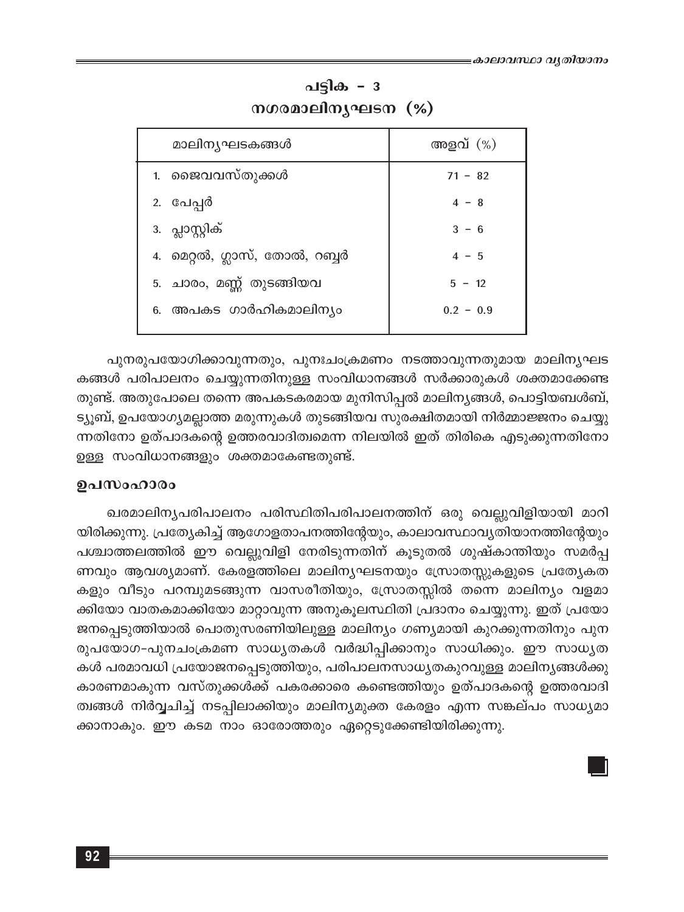## പട്ടിക - 3
## നഗരമാലിന്യഘടന (%)

| മാലിന്യഘടകങ്ങൾ | അളവ് (%) |
|---|---|
| 1. ജൈവവസ്തുക്കൾ | 71 - 82 |
| 2. പേപ്പർ | 4 - 8 |
| 3. പ്ലാസ്റ്റിക് | 3 - 6 |
| 4. മെറ്റൽ, ഗ്ലാസ്, തോൽ, റബ്ബർ | 4 - 5 |
| 5. ചാരം, മണ്ണ് തുടങ്ങിയവ | 5 - 12 |
| 6. അപകട ഗാർഹികമാലിന്യം | 0.2 - 0.9 |

പുനരുപയോഗിക്കാവുന്നതും, പുനഃചംക്രമണം നടത്താവുന്നതുമായ മാലിന്യഘടകങ്ങൾ പരിപാലനം ചെയ്യുന്നതിനുള്ള സംവിധാനങ്ങൾ സർക്കാരുകൾ ശക്തമാക്കേണ്ടതുണ്ട്. അതുപോലെ തന്നെ അപകടകരമായ മുനിസിപ്പൽ മാലിന്യങ്ങൾ, പൊട്ടിയബൾബ്, ട്യൂബ്, ഉപയോഗ്യമല്ലാത്ത മരുന്നുകൾ തുടങ്ങിയവ സുരക്ഷിതമായി നിർമ്മാജ്ജനം ചെയ്യുന്നതിനോ ഉത്പാദകന്റെ ഉത്തരവാദിത്വമെന്ന നിലയിൽ ഇത് തിരികെ എടുക്കുന്നതിനോ ഉള്ള സംവിധാനങ്ങളും ശക്തമാകേണ്ടതുണ്ട്.

### ഉപസംഹാരം

ഖരമാലിന്യപരിപാലനം പരിസ്ഥിതിപരിപാലനത്തിന് ഒരു വെല്ലുവിളിയായി മാറിയിരിക്കുന്നു. പ്രത്യേകിച്ച് ആഗോളതാപനത്തിന്റേയും, കാലാവസ്ഥാവ്യതിയാനത്തിന്റേയും പശ്ചാത്തലത്തിൽ ഈ വെല്ലുവിളി നേരിടുന്നതിന് കൂടുതൽ ശുഷ്കാന്തിയും സമർപ്പണവും ആവശ്യമാണ്. കേരളത്തിലെ മാലിന്യഘടനയും സ്രോതസ്സുകളുടെ പ്രത്യേകതകളും വീടും പറമ്പുമടങ്ങുന്ന വാസരീതിയും, സ്രോതസ്സിൽ തന്നെ മാലിന്യം വളമാക്കിയോ വാതകമാക്കിയോ മാറ്റാവുന്ന അനുകൂലസ്ഥിതി പ്രദാനം ചെയ്യുന്നു. ഇത് പ്രയോജനപ്പെടുത്തിയാൽ പൊതുസരണിയിലുള്ള മാലിന്യം ഗണ്യമായി കുറക്കുന്നതിനും പുനരുപയോഗ-പുനചംക്രമണ സാധ്യതകൾ വർദ്ധിപ്പിക്കാനും സാധിക്കും. ഈ സാധ്യതകൾ പരമാവധി പ്രയോജനപ്പെടുത്തിയും, പരിപാലനസാധ്യതകുറവുള്ള മാലിന്യങ്ങൾക്കു കാരണമാകുന്ന വസ്തുക്കൾക്ക് പകരക്കാരെ കണ്ടെത്തിയും ഉത്പാദകന്റെ ഉത്തരവാദിത്വങ്ങൾ നിർവ്വചിച്ച് നടപ്പിലാക്കിയും മാലിന്യമുക്ത കേരളം എന്ന സങ്കല്പം സാധ്യമാക്കാനാകും. ഈ കടമ നാം ഓരോത്തരും ഏറ്റെടുക്കേണ്ടിയിരിക്കുന്നു.